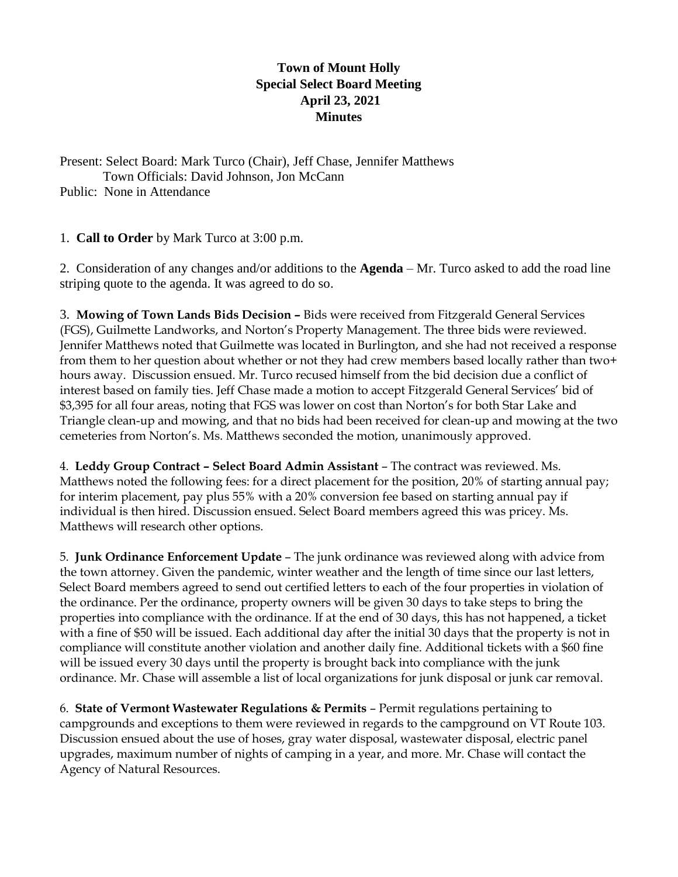# Town of Mount Holly
## Special Select Board Meeting
## April 23, 2021
## Minutes

Present: Select Board: Mark Turco (Chair), Jeff Chase, Jennifer Matthews
Town Officials: David Johnson, Jon McCann
Public: None in Attendance

1. **Call to Order** by Mark Turco at 3:00 p.m.

2. Consideration of any changes and/or additions to the **Agenda** – Mr. Turco asked to add the road line striping quote to the agenda. It was agreed to do so.

3. **Mowing of Town Lands Bids Decision –** Bids were received from Fitzgerald General Services (FGS), Guilmette Landworks, and Norton's Property Management. The three bids were reviewed. Jennifer Matthews noted that Guilmette was located in Burlington, and she had not received a response from them to her question about whether or not they had crew members based locally rather than two+ hours away. Discussion ensued. Mr. Turco recused himself from the bid decision due a conflict of interest based on family ties. Jeff Chase made a motion to accept Fitzgerald General Services' bid of $3,395 for all four areas, noting that FGS was lower on cost than Norton's for both Star Lake and Triangle clean-up and mowing, and that no bids had been received for clean-up and mowing at the two cemeteries from Norton's. Ms. Matthews seconded the motion, unanimously approved.

4. **Leddy Group Contract – Select Board Admin Assistant** – The contract was reviewed. Ms. Matthews noted the following fees: for a direct placement for the position, 20% of starting annual pay; for interim placement, pay plus 55% with a 20% conversion fee based on starting annual pay if individual is then hired. Discussion ensued. Select Board members agreed this was pricey. Ms. Matthews will research other options.

5. **Junk Ordinance Enforcement Update** – The junk ordinance was reviewed along with advice from the town attorney. Given the pandemic, winter weather and the length of time since our last letters, Select Board members agreed to send out certified letters to each of the four properties in violation of the ordinance. Per the ordinance, property owners will be given 30 days to take steps to bring the properties into compliance with the ordinance. If at the end of 30 days, this has not happened, a ticket with a fine of $50 will be issued. Each additional day after the initial 30 days that the property is not in compliance will constitute another violation and another daily fine. Additional tickets with a $60 fine will be issued every 30 days until the property is brought back into compliance with the junk ordinance. Mr. Chase will assemble a list of local organizations for junk disposal or junk car removal.

6. **State of Vermont Wastewater Regulations & Permits** – Permit regulations pertaining to campgrounds and exceptions to them were reviewed in regards to the campground on VT Route 103. Discussion ensued about the use of hoses, gray water disposal, wastewater disposal, electric panel upgrades, maximum number of nights of camping in a year, and more. Mr. Chase will contact the Agency of Natural Resources.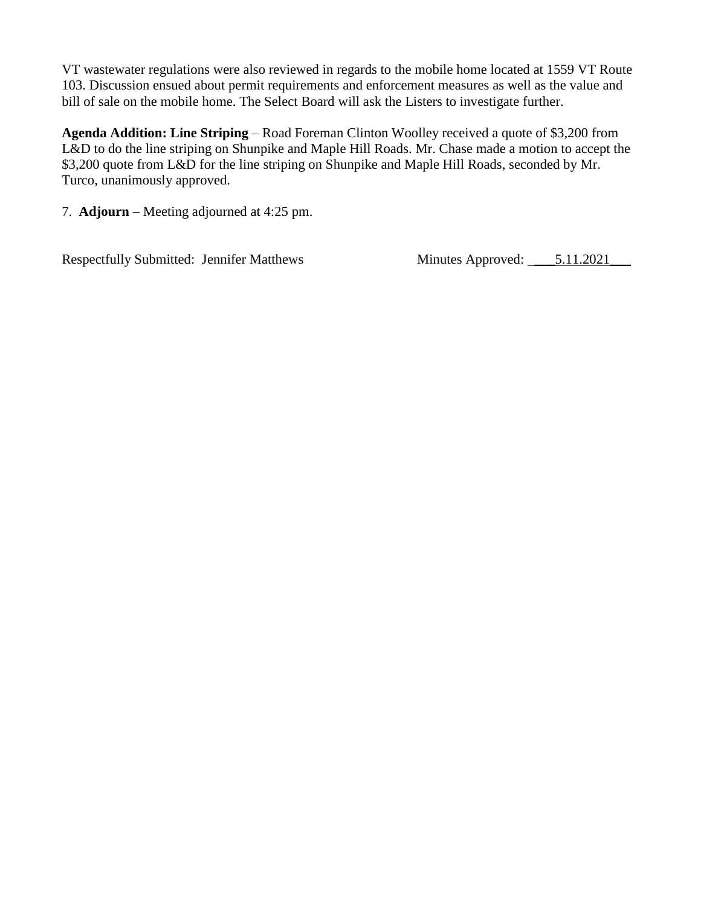VT wastewater regulations were also reviewed in regards to the mobile home located at 1559 VT Route 103. Discussion ensued about permit requirements and enforcement measures as well as the value and bill of sale on the mobile home. The Select Board will ask the Listers to investigate further.

**Agenda Addition: Line Striping** – Road Foreman Clinton Woolley received a quote of $3,200 from L&D to do the line striping on Shunpike and Maple Hill Roads. Mr. Chase made a motion to accept the $3,200 quote from L&D for the line striping on Shunpike and Maple Hill Roads, seconded by Mr. Turco, unanimously approved.

7. **Adjourn** – Meeting adjourned at 4:25 pm.

Respectfully Submitted: Jennifer Matthews Minutes Approved: ___5.11.2021___